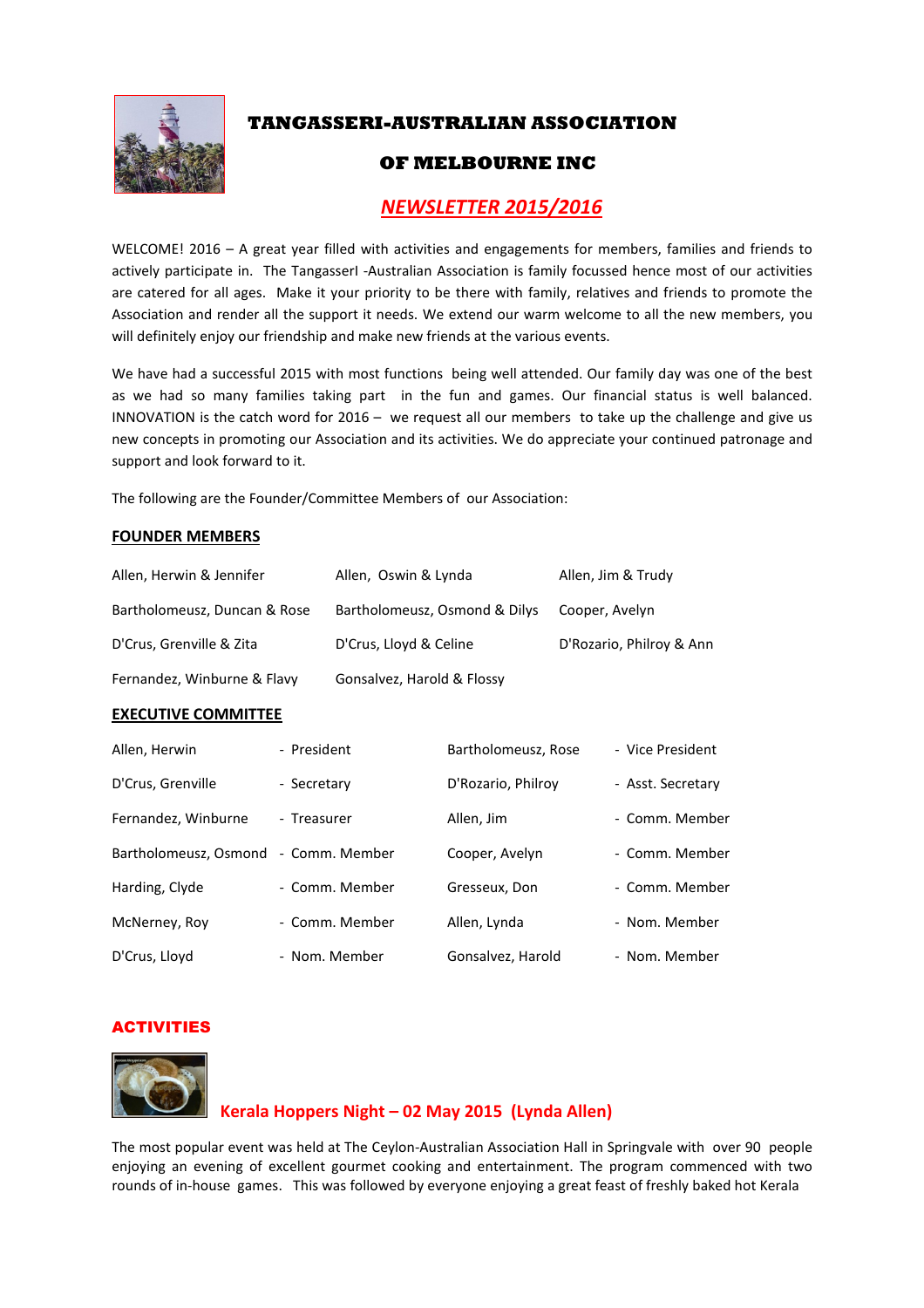# TANGASSERI-AUSTRALIAN ASSOCIATION

# OF MELBOURNE INC

## *NEWSLETTER 2015/2016*

WELCOME! 2016 – A great year filled with activities and engagements for members, families and friends to actively participate in. The TangasserI -Australian Association is family focussed hence most of our activities are catered for all ages. Make it your priority to be there with family, relatives and friends to promote the Association and render all the support it needs. We extend our warm welcome to all the new members, you will definitely enjoy our friendship and make new friends at the various events.

We have had a successful 2015 with most functions being well attended. Our family day was one of the best as we had so many families taking part in the fun and games. Our financial status is well balanced. INNOVATION is the catch word for 2016 – we request all our members to take up the challenge and give us new concepts in promoting our Association and its activities. We do appreciate your continued patronage and support and look forward to it.

The following are the Founder/Committee Members of our Association:

### FOUNDER MEMBERS

| | | |
|---|---|---|
| Allen, Herwin & Jennifer | Allen, Oswin & Lynda | Allen, Jim & Trudy |
| Bartholomeusz, Duncan & Rose | Bartholomeusz, Osmond & Dilys | Cooper, Avelyn |
| D'Crus, Grenville & Zita | D'Crus, Lloyd & Celine | D'Rozario, Philroy & Ann |
| Fernandez, Winburne & Flavy | Gonsalvez, Harold & Flossy | |

### EXECUTIVE COMMITTEE

| | | | |
|---|---|---|---|
| Allen, Herwin | - President | Bartholomeusz, Rose | - Vice President |
| D'Crus, Grenville | - Secretary | D'Rozario, Philroy | - Asst. Secretary |
| Fernandez, Winburne | - Treasurer | Allen, Jim | - Comm. Member |
| Bartholomeusz, Osmond | - Comm. Member | Cooper, Avelyn | - Comm. Member |
| Harding, Clyde | - Comm. Member | Gresseux, Don | - Comm. Member |
| McNerney, Roy | - Comm. Member | Allen, Lynda | - Nom. Member |
| D'Crus, Lloyd | - Nom. Member | Gonsalvez, Harold | - Nom. Member |

## ACTIVITIES

### Kerala Hoppers Night – 02 May 2015 (Lynda Allen)

The most popular event was held at The Ceylon-Australian Association Hall in Springvale with over 90 people enjoying an evening of excellent gourmet cooking and entertainment. The program commenced with two rounds of in-house games. This was followed by everyone enjoying a great feast of freshly baked hot Kerala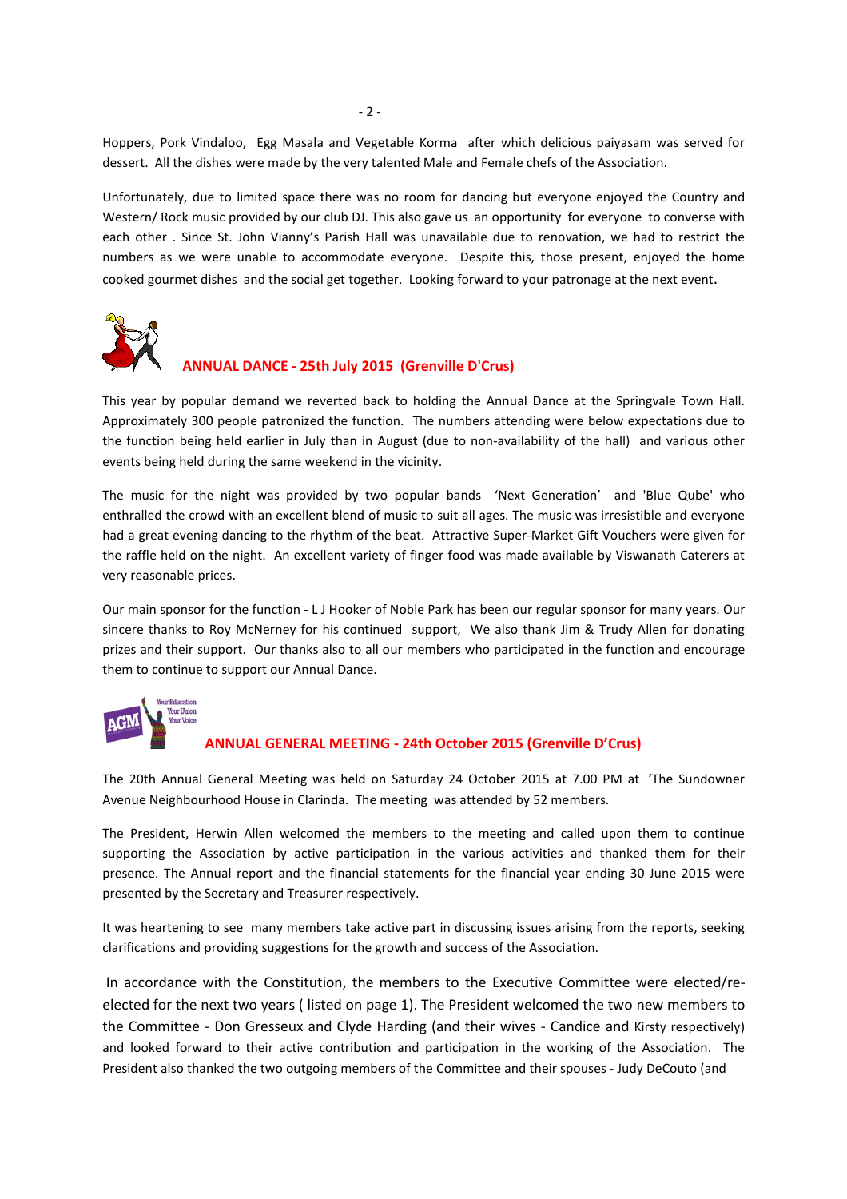Hoppers, Pork Vindaloo, Egg Masala and Vegetable Korma after which delicious paiyasam was served for dessert. All the dishes were made by the very talented Male and Female chefs of the Association.

Unfortunately, due to limited space there was no room for dancing but everyone enjoyed the Country and Western/ Rock music provided by our club DJ. This also gave us an opportunity for everyone to converse with each other . Since St. John Vianny's Parish Hall was unavailable due to renovation, we had to restrict the numbers as we were unable to accommodate everyone. Despite this, those present, enjoyed the home cooked gourmet dishes and the social get together. Looking forward to your patronage at the next event.

## ANNUAL DANCE - 25th July 2015 (Grenville D'Crus)

This year by popular demand we reverted back to holding the Annual Dance at the Springvale Town Hall. Approximately 300 people patronized the function. The numbers attending were below expectations due to the function being held earlier in July than in August (due to non-availability of the hall) and various other events being held during the same weekend in the vicinity.

The music for the night was provided by two popular bands 'Next Generation' and 'Blue Qube' who enthralled the crowd with an excellent blend of music to suit all ages. The music was irresistible and everyone had a great evening dancing to the rhythm of the beat. Attractive Super-Market Gift Vouchers were given for the raffle held on the night. An excellent variety of finger food was made available by Viswanath Caterers at very reasonable prices.

Our main sponsor for the function - L J Hooker of Noble Park has been our regular sponsor for many years. Our sincere thanks to Roy McNerney for his continued support, We also thank Jim & Trudy Allen for donating prizes and their support. Our thanks also to all our members who participated in the function and encourage them to continue to support our Annual Dance.

## ANNUAL GENERAL MEETING - 24th October 2015 (Grenville D'Crus)

The 20th Annual General Meeting was held on Saturday 24 October 2015 at 7.00 PM at 'The Sundowner Avenue Neighbourhood House in Clarinda. The meeting was attended by 52 members.

The President, Herwin Allen welcomed the members to the meeting and called upon them to continue supporting the Association by active participation in the various activities and thanked them for their presence. The Annual report and the financial statements for the financial year ending 30 June 2015 were presented by the Secretary and Treasurer respectively.

It was heartening to see many members take active part in discussing issues arising from the reports, seeking clarifications and providing suggestions for the growth and success of the Association.

In accordance with the Constitution, the members to the Executive Committee were elected/re-elected for the next two years ( listed on page 1). The President welcomed the two new members to the Committee - Don Gresseux and Clyde Harding (and their wives - Candice and Kirsty respectively) and looked forward to their active contribution and participation in the working of the Association. The President also thanked the two outgoing members of the Committee and their spouses - Judy DeCouto (and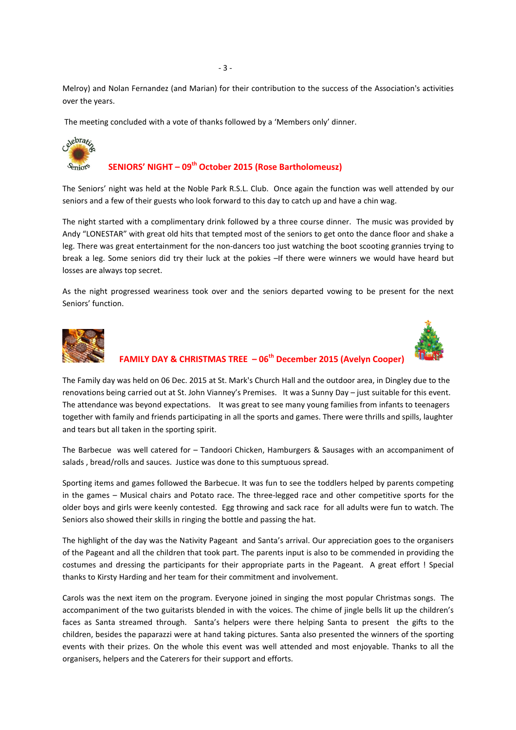Melroy) and Nolan Fernandez (and Marian) for their contribution to the success of the Association's activities over the years.

The meeting concluded with a vote of thanks followed by a 'Members only' dinner.

## SENIORS' NIGHT – 09th October 2015 (Rose Bartholomeusz)

The Seniors' night was held at the Noble Park R.S.L. Club. Once again the function was well attended by our seniors and a few of their guests who look forward to this day to catch up and have a chin wag.

The night started with a complimentary drink followed by a three course dinner. The music was provided by Andy "LONESTAR" with great old hits that tempted most of the seniors to get onto the dance floor and shake a leg. There was great entertainment for the non-dancers too just watching the boot scooting grannies trying to break a leg. Some seniors did try their luck at the pokies –If there were winners we would have heard but losses are always top secret.

As the night progressed weariness took over and the seniors departed vowing to be present for the next Seniors' function.

## FAMILY DAY & CHRISTMAS TREE – 06th December 2015 (Avelyn Cooper)

The Family day was held on 06 Dec. 2015 at St. Mark's Church Hall and the outdoor area, in Dingley due to the renovations being carried out at St. John Vianney's Premises. It was a Sunny Day – just suitable for this event. The attendance was beyond expectations. It was great to see many young families from infants to teenagers together with family and friends participating in all the sports and games. There were thrills and spills, laughter and tears but all taken in the sporting spirit.

The Barbecue was well catered for – Tandoori Chicken, Hamburgers & Sausages with an accompaniment of salads , bread/rolls and sauces. Justice was done to this sumptuous spread.

Sporting items and games followed the Barbecue. It was fun to see the toddlers helped by parents competing in the games – Musical chairs and Potato race. The three-legged race and other competitive sports for the older boys and girls were keenly contested. Egg throwing and sack race for all adults were fun to watch. The Seniors also showed their skills in ringing the bottle and passing the hat.

The highlight of the day was the Nativity Pageant and Santa's arrival. Our appreciation goes to the organisers of the Pageant and all the children that took part. The parents input is also to be commended in providing the costumes and dressing the participants for their appropriate parts in the Pageant. A great effort ! Special thanks to Kirsty Harding and her team for their commitment and involvement.

Carols was the next item on the program. Everyone joined in singing the most popular Christmas songs. The accompaniment of the two guitarists blended in with the voices. The chime of jingle bells lit up the children's faces as Santa streamed through. Santa's helpers were there helping Santa to present the gifts to the children, besides the paparazzi were at hand taking pictures. Santa also presented the winners of the sporting events with their prizes. On the whole this event was well attended and most enjoyable. Thanks to all the organisers, helpers and the Caterers for their support and efforts.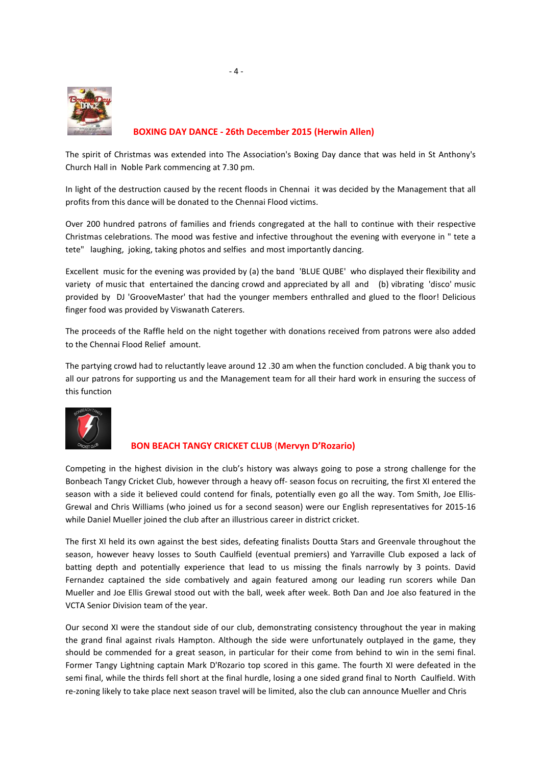## BOXING DAY DANCE - 26th December 2015 (Herwin Allen)

The spirit of Christmas was extended into The Association's Boxing Day dance that was held in St Anthony's Church Hall in Noble Park commencing at 7.30 pm.

In light of the destruction caused by the recent floods in Chennai it was decided by the Management that all profits from this dance will be donated to the Chennai Flood victims.

Over 200 hundred patrons of families and friends congregated at the hall to continue with their respective Christmas celebrations. The mood was festive and infective throughout the evening with everyone in " tete a tete" laughing, joking, taking photos and selfies and most importantly dancing.

Excellent music for the evening was provided by (a) the band 'BLUE QUBE' who displayed their flexibility and variety of music that entertained the dancing crowd and appreciated by all and (b) vibrating 'disco' music provided by DJ 'GrooveMaster' that had the younger members enthralled and glued to the floor! Delicious finger food was provided by Viswanath Caterers.

The proceeds of the Raffle held on the night together with donations received from patrons were also added to the Chennai Flood Relief amount.

The partying crowd had to reluctantly leave around 12 .30 am when the function concluded. A big thank you to all our patrons for supporting us and the Management team for all their hard work in ensuring the success of this function

## BON BEACH TANGY CRICKET CLUB (Mervyn D'Rozario)

Competing in the highest division in the club's history was always going to pose a strong challenge for the Bonbeach Tangy Cricket Club, however through a heavy off- season focus on recruiting, the first XI entered the season with a side it believed could contend for finals, potentially even go all the way. Tom Smith, Joe Ellis-Grewal and Chris Williams (who joined us for a second season) were our English representatives for 2015-16 while Daniel Mueller joined the club after an illustrious career in district cricket.

The first XI held its own against the best sides, defeating finalists Doutta Stars and Greenvale throughout the season, however heavy losses to South Caulfield (eventual premiers) and Yarraville Club exposed a lack of batting depth and potentially experience that lead to us missing the finals narrowly by 3 points. David Fernandez captained the side combatively and again featured among our leading run scorers while Dan Mueller and Joe Ellis Grewal stood out with the ball, week after week. Both Dan and Joe also featured in the VCTA Senior Division team of the year.

Our second XI were the standout side of our club, demonstrating consistency throughout the year in making the grand final against rivals Hampton. Although the side were unfortunately outplayed in the game, they should be commended for a great season, in particular for their come from behind to win in the semi final. Former Tangy Lightning captain Mark D'Rozario top scored in this game. The fourth XI were defeated in the semi final, while the thirds fell short at the final hurdle, losing a one sided grand final to North Caulfield. With re-zoning likely to take place next season travel will be limited, also the club can announce Mueller and Chris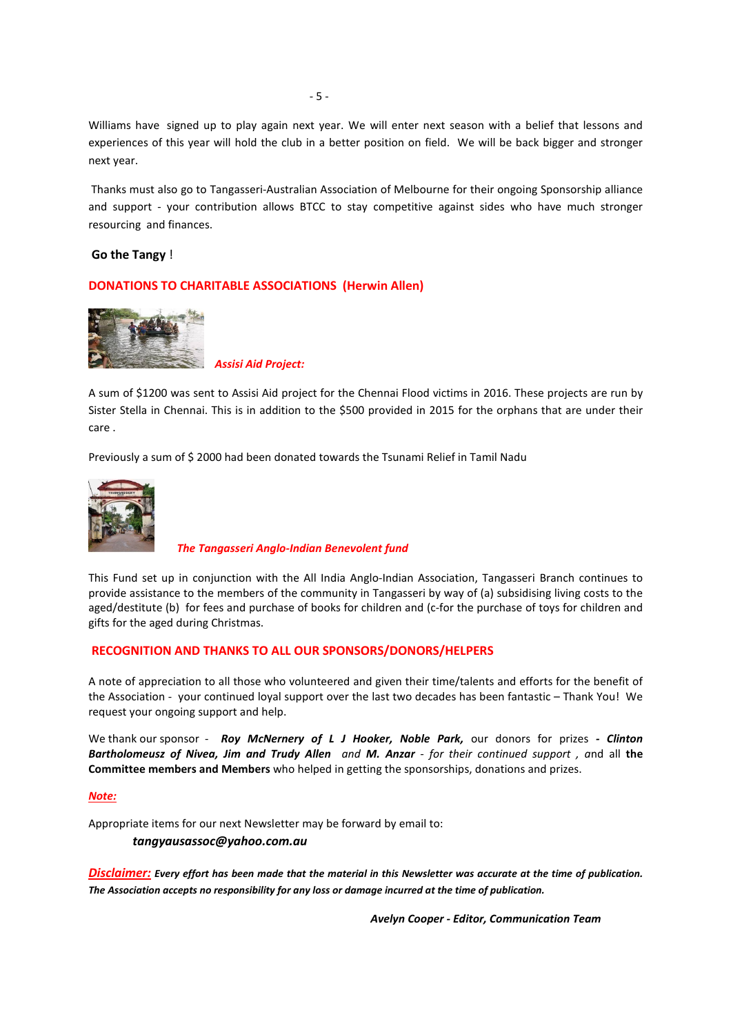Williams have signed up to play again next year. We will enter next season with a belief that lessons and experiences of this year will hold the club in a better position on field. We will be back bigger and stronger next year.

Thanks must also go to Tangasseri-Australian Association of Melbourne for their ongoing Sponsorship alliance and support - your contribution allows BTCC to stay competitive against sides who have much stronger resourcing and finances.

**Go the Tangy** !

## DONATIONS TO CHARITABLE ASSOCIATIONS (Herwin Allen)

***Assisi Aid Project:***

A sum of $1200 was sent to Assisi Aid project for the Chennai Flood victims in 2016. These projects are run by Sister Stella in Chennai. This is in addition to the $500 provided in 2015 for the orphans that are under their care .

Previously a sum of $ 2000 had been donated towards the Tsunami Relief in Tamil Nadu

***The Tangasseri Anglo-Indian Benevolent fund***

This Fund set up in conjunction with the All India Anglo-Indian Association, Tangasseri Branch continues to provide assistance to the members of the community in Tangasseri by way of (a) subsidising living costs to the aged/destitute (b) for fees and purchase of books for children and (c-for the purchase of toys for children and gifts for the aged during Christmas.

## RECOGNITION AND THANKS TO ALL OUR SPONSORS/DONORS/HELPERS

A note of appreciation to all those who volunteered and given their time/talents and efforts for the benefit of the Association - your continued loyal support over the last two decades has been fantastic – Thank You! We request your ongoing support and help.

We thank our sponsor - ***Roy McNernery of L J Hooker, Noble Park,*** our donors for prizes ***- Clinton Bartholomeusz of Nivea, Jim and Trudy Allen*** *and* ***M. Anzar*** *- for their continued support , a*nd all **the Committee members and Members** who helped in getting the sponsorships, donations and prizes.

***Note:***

Appropriate items for our next Newsletter may be forward by email to:

***tangyausassoc@yahoo.com.au***

***Disclaimer:*** ***Every effort has been made that the material in this Newsletter was accurate at the time of publication. The Association accepts no responsibility for any loss or damage incurred at the time of publication.***

***Avelyn Cooper - Editor, Communication Team***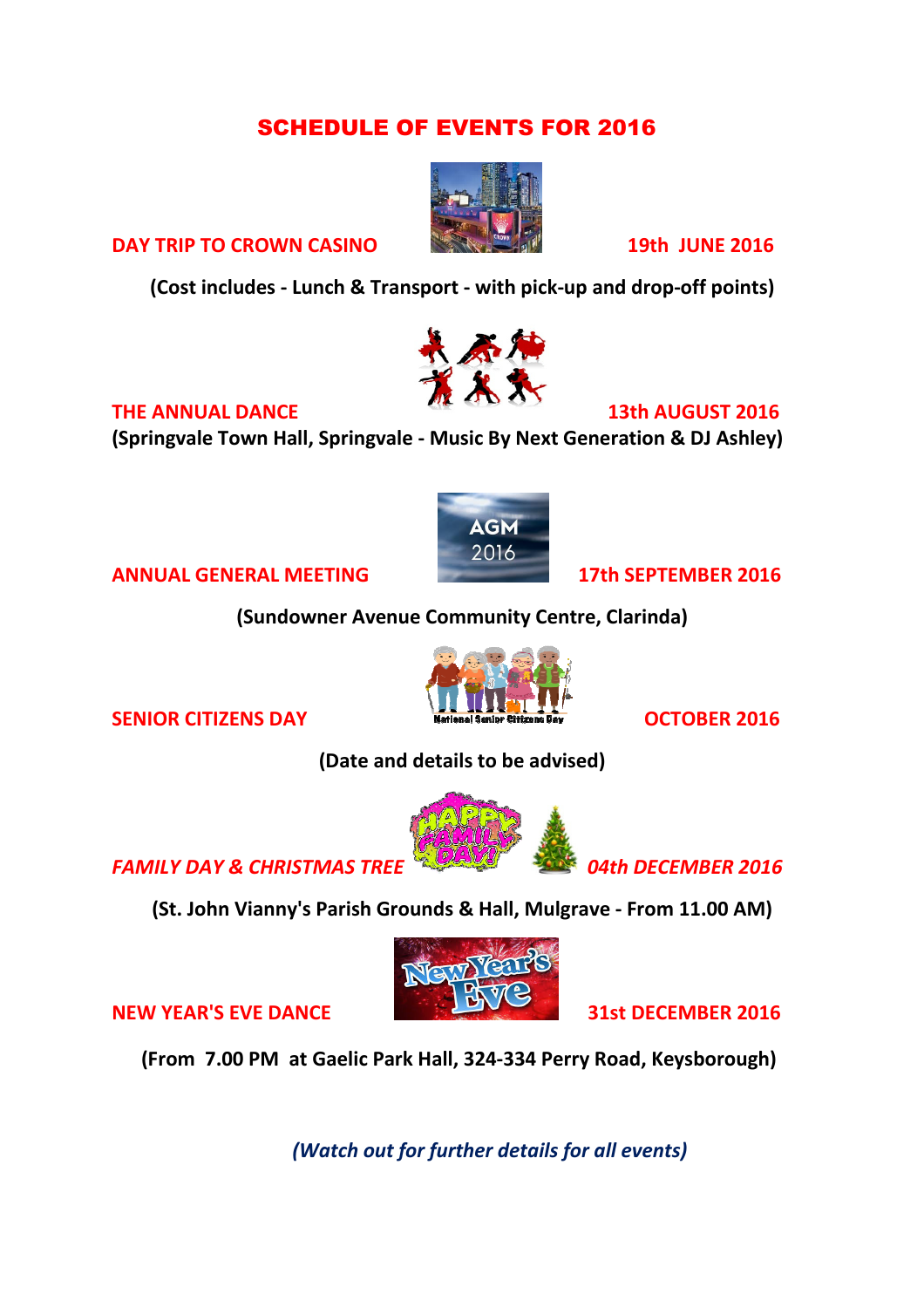# SCHEDULE OF EVENTS FOR 2016

**DAY TRIP TO CROWN CASINO** — **19th JUNE 2016**

**(Cost includes - Lunch & Transport - with pick-up and drop-off points)**

**THE ANNUAL DANCE** — **13th AUGUST 2016**

**(Springvale Town Hall, Springvale - Music By Next Generation & DJ Ashley)**

**ANNUAL GENERAL MEETING** — **17th SEPTEMBER 2016**

**(Sundowner Avenue Community Centre, Clarinda)**

**SENIOR CITIZENS DAY** — **OCTOBER 2016**

**(Date and details to be advised)**

***FAMILY DAY & CHRISTMAS TREE*** — ***04th DECEMBER 2016***

**(St. John Vianny's Parish Grounds & Hall, Mulgrave - From 11.00 AM)**

**NEW YEAR'S EVE DANCE** — **31st DECEMBER 2016**

**(From 7.00 PM at Gaelic Park Hall, 324-334 Perry Road, Keysborough)**

***(Watch out for further details for all events)***